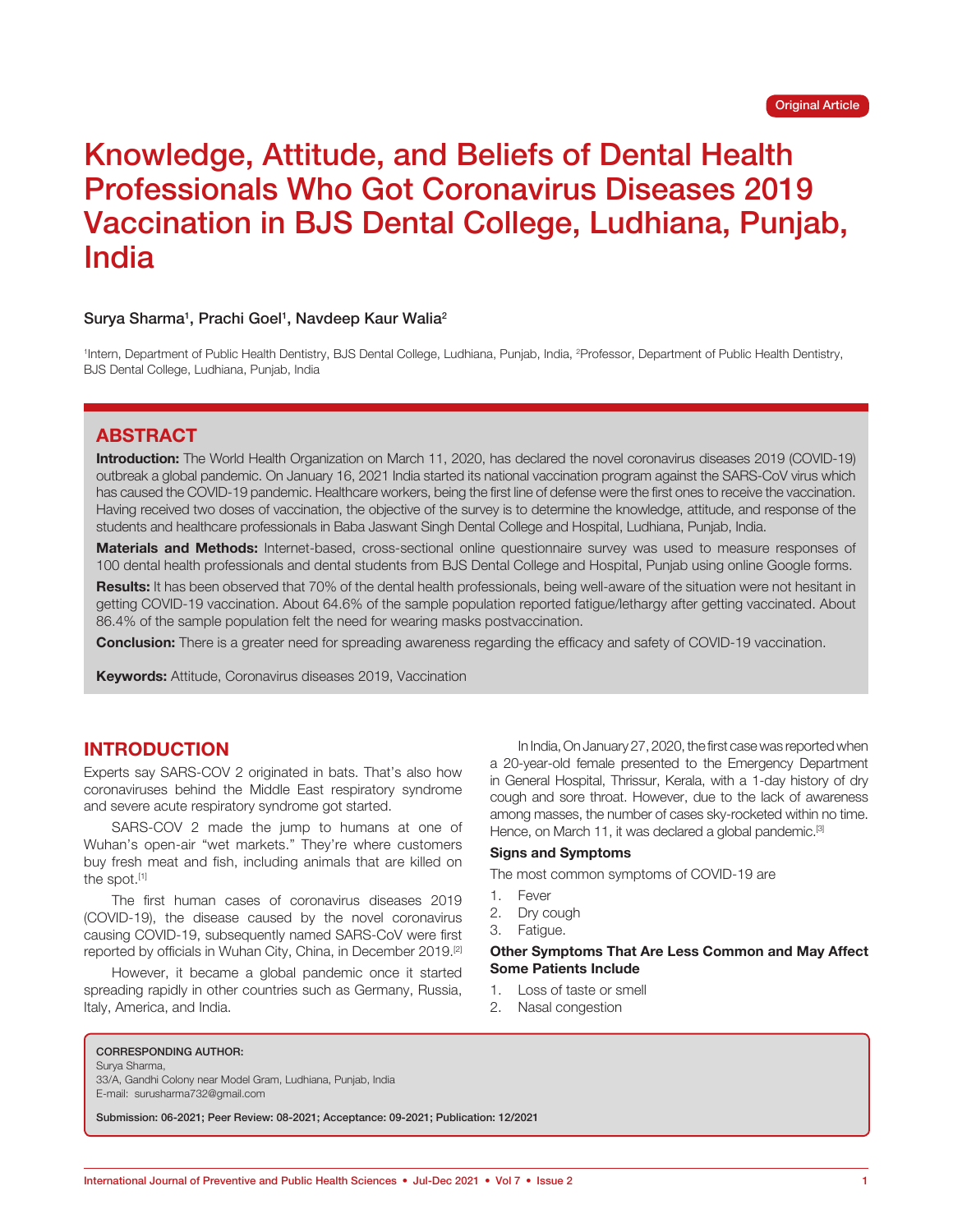Original Article

# Knowledge, Attitude, and Beliefs of Dental Health Professionals Who Got Coronavirus Diseases 2019 Vaccination in BJS Dental College, Ludhiana, Punjab, India

**Surya Sharma[1], Prachi Goel[1], Navdeep Kaur Walia[2]**

[1]Intern, Department of Public Health Dentistry, BJS Dental College, Ludhiana, Punjab, India, [2]Professor, Department of Public Health Dentistry, BJS Dental College, Ludhiana, Punjab, India

## ABSTRACT

**Introduction:** The World Health Organization on March 11, 2020, has declared the novel coronavirus diseases 2019 (COVID-19) outbreak a global pandemic. On January 16, 2021 India started its national vaccination program against the SARS-CoV virus which has caused the COVID-19 pandemic. Healthcare workers, being the first line of defense were the first ones to receive the vaccination. Having received two doses of vaccination, the objective of the survey is to determine the knowledge, attitude, and response of the students and healthcare professionals in Baba Jaswant Singh Dental College and Hospital, Ludhiana, Punjab, India.

**Materials and Methods:** Internet-based, cross-sectional online questionnaire survey was used to measure responses of 100 dental health professionals and dental students from BJS Dental College and Hospital, Punjab using online Google forms.

**Results:** It has been observed that 70% of the dental health professionals, being well-aware of the situation were not hesitant in getting COVID-19 vaccination. About 64.6% of the sample population reported fatigue/lethargy after getting vaccinated. About 86.4% of the sample population felt the need for wearing masks postvaccination.

**Conclusion:** There is a greater need for spreading awareness regarding the efficacy and safety of COVID-19 vaccination.

**Keywords:** Attitude, Coronavirus diseases 2019, Vaccination

## INTRODUCTION

Experts say SARS-COV 2 originated in bats. That's also how coronaviruses behind the Middle East respiratory syndrome and severe acute respiratory syndrome got started.

SARS-COV 2 made the jump to humans at one of Wuhan's open-air "wet markets." They're where customers buy fresh meat and fish, including animals that are killed on the spot.[1]

The first human cases of coronavirus diseases 2019 (COVID-19), the disease caused by the novel coronavirus causing COVID-19, subsequently named SARS-CoV were first reported by officials in Wuhan City, China, in December 2019.[2]

However, it became a global pandemic once it started spreading rapidly in other countries such as Germany, Russia, Italy, America, and India.

In India, On January 27, 2020, the first case was reported when a 20-year-old female presented to the Emergency Department in General Hospital, Thrissur, Kerala, with a 1-day history of dry cough and sore throat. However, due to the lack of awareness among masses, the number of cases sky-rocketed within no time. Hence, on March 11, it was declared a global pandemic.[3]

### Signs and Symptoms

The most common symptoms of COVID-19 are

1. Fever
2. Dry cough
3. Fatigue.

### Other Symptoms That Are Less Common and May Affect Some Patients Include

1. Loss of taste or smell
2. Nasal congestion

**CORRESPONDING AUTHOR:**
Surya Sharma,
33/A, Gandhi Colony near Model Gram, Ludhiana, Punjab, India
E-mail: surusharma732@gmail.com

**Submission: 06-2021; Peer Review: 08-2021; Acceptance: 09-2021; Publication: 12/2021**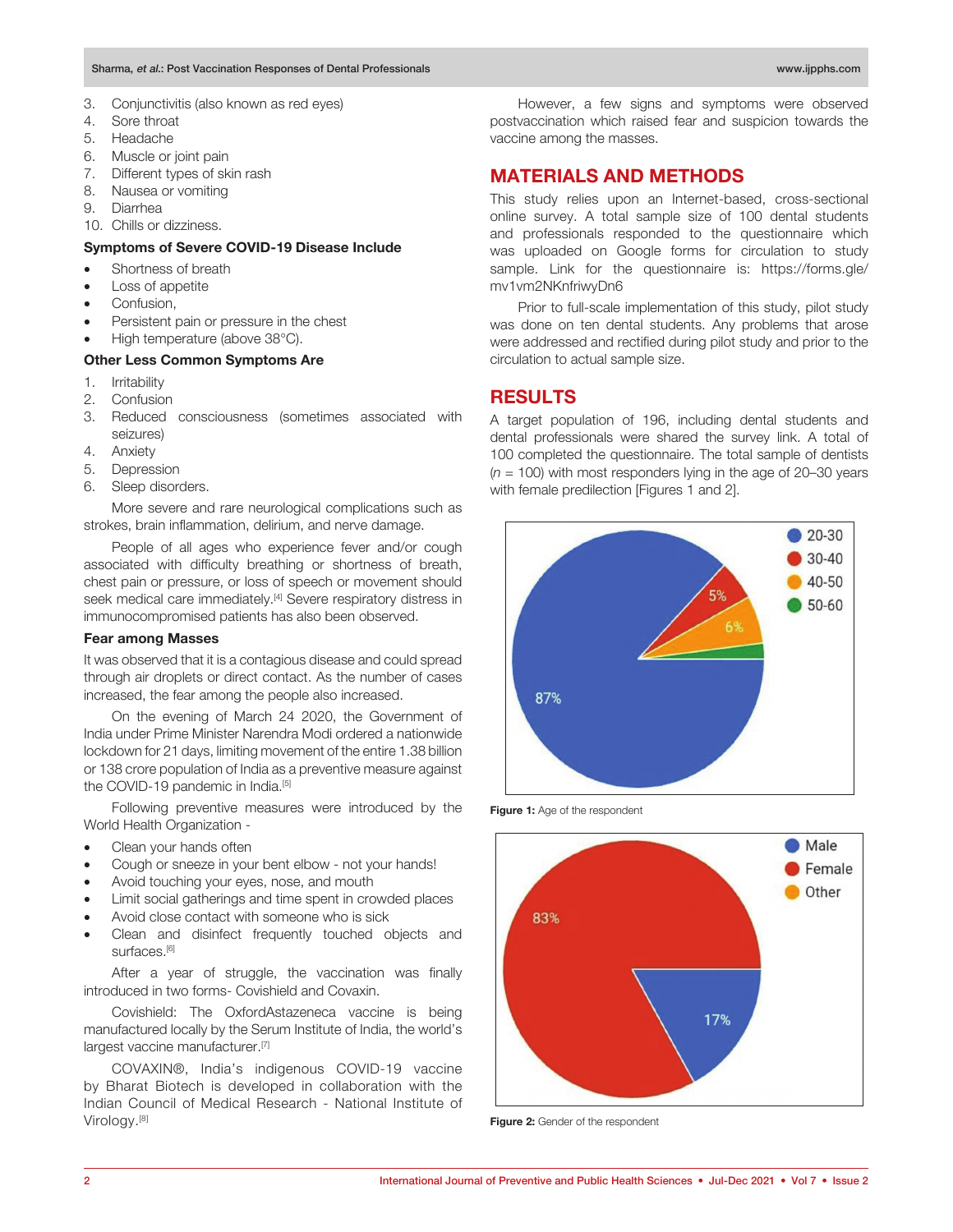3. Conjunctivitis (also known as red eyes)
4. Sore throat
5. Headache
6. Muscle or joint pain
7. Different types of skin rash
8. Nausea or vomiting
9. Diarrhea
10. Chills or dizziness.

### Symptoms of Severe COVID-19 Disease Include

- Shortness of breath
- Loss of appetite
- Confusion,
- Persistent pain or pressure in the chest
- High temperature (above 38°C).

### Other Less Common Symptoms Are

1. Irritability
2. Confusion
3. Reduced consciousness (sometimes associated with seizures)
4. Anxiety
5. Depression
6. Sleep disorders.

More severe and rare neurological complications such as strokes, brain inflammation, delirium, and nerve damage.

People of all ages who experience fever and/or cough associated with difficulty breathing or shortness of breath, chest pain or pressure, or loss of speech or movement should seek medical care immediately.[4] Severe respiratory distress in immunocompromised patients has also been observed.

### Fear among Masses

It was observed that it is a contagious disease and could spread through air droplets or direct contact. As the number of cases increased, the fear among the people also increased.

On the evening of March 24 2020, the Government of India under Prime Minister Narendra Modi ordered a nationwide lockdown for 21 days, limiting movement of the entire 1.38 billion or 138 crore population of India as a preventive measure against the COVID-19 pandemic in India.[5]

Following preventive measures were introduced by the World Health Organization -

- Clean your hands often
- Cough or sneeze in your bent elbow - not your hands!
- Avoid touching your eyes, nose, and mouth
- Limit social gatherings and time spent in crowded places
- Avoid close contact with someone who is sick
- Clean and disinfect frequently touched objects and surfaces.[6]

After a year of struggle, the vaccination was finally introduced in two forms- Covishield and Covaxin.

Covishield: The OxfordAstazeneca vaccine is being manufactured locally by the Serum Institute of India, the world's largest vaccine manufacturer.[7]

COVAXIN®, India's indigenous COVID-19 vaccine by Bharat Biotech is developed in collaboration with the Indian Council of Medical Research - National Institute of Virology.[8]

However, a few signs and symptoms were observed postvaccination which raised fear and suspicion towards the vaccine among the masses.

## MATERIALS AND METHODS

This study relies upon an Internet-based, cross-sectional online survey. A total sample size of 100 dental students and professionals responded to the questionnaire which was uploaded on Google forms for circulation to study sample. Link for the questionnaire is: https://forms.gle/mv1vm2NKnfriwyDn6

Prior to full-scale implementation of this study, pilot study was done on ten dental students. Any problems that arose were addressed and rectified during pilot study and prior to the circulation to actual sample size.

## RESULTS

A target population of 196, including dental students and dental professionals were shared the survey link. A total of 100 completed the questionnaire. The total sample of dentists ($n$ = 100) with most responders lying in the age of 20–30 years with female predilection [Figures 1 and 2].

**Figure 1:** Age of the respondent

**Figure 2:** Gender of the respondent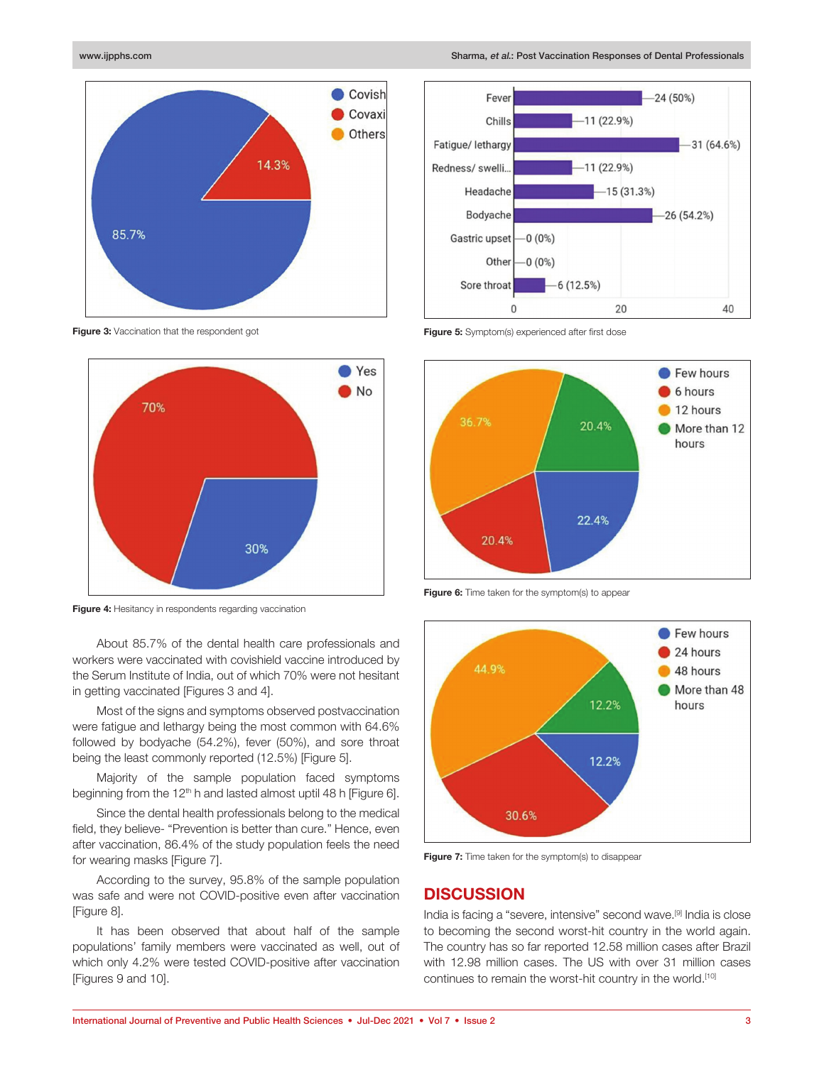Figure 3: Vaccination that the respondent got

Figure 4: Hesitancy in respondents regarding vaccination

Figure 5: Symptom(s) experienced after first dose

Figure 6: Time taken for the symptom(s) to appear

Figure 7: Time taken for the symptom(s) to disappear

About 85.7% of the dental health care professionals and workers were vaccinated with covishield vaccine introduced by the Serum Institute of India, out of which 70% were not hesitant in getting vaccinated [Figures 3 and 4].

Most of the signs and symptoms observed postvaccination were fatigue and lethargy being the most common with 64.6% followed by bodyache (54.2%), fever (50%), and sore throat being the least commonly reported (12.5%) [Figure 5].

Majority of the sample population faced symptoms beginning from the 12th h and lasted almost uptil 48 h [Figure 6].

Since the dental health professionals belong to the medical field, they believe- "Prevention is better than cure." Hence, even after vaccination, 86.4% of the study population feels the need for wearing masks [Figure 7].

According to the survey, 95.8% of the sample population was safe and were not COVID-positive even after vaccination [Figure 8].

It has been observed that about half of the sample populations' family members were vaccinated as well, out of which only 4.2% were tested COVID-positive after vaccination [Figures 9 and 10].

## DISCUSSION

India is facing a "severe, intensive" second wave.[9] India is close to becoming the second worst-hit country in the world again. The country has so far reported 12.58 million cases after Brazil with 12.98 million cases. The US with over 31 million cases continues to remain the worst-hit country in the world.[10]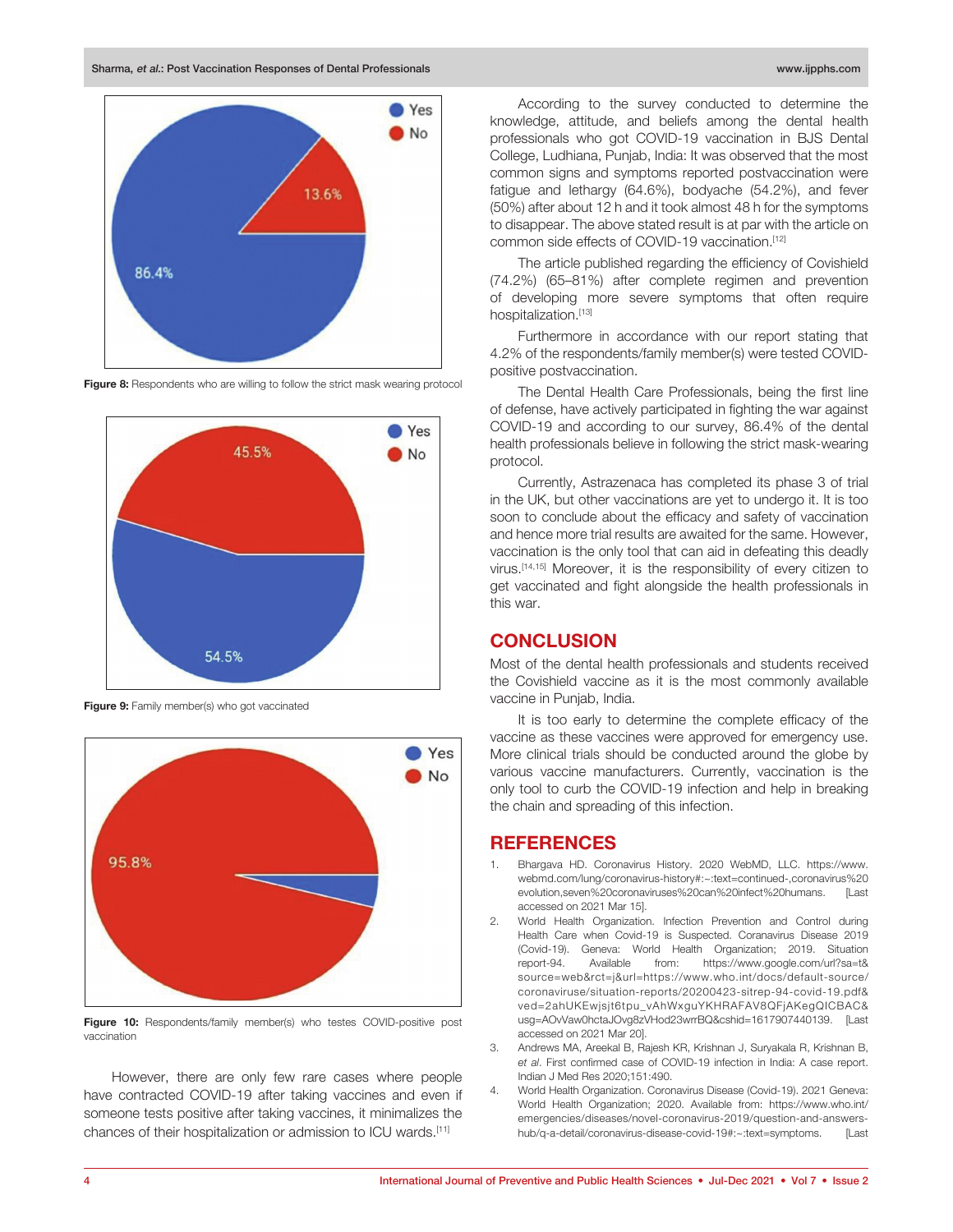Figure 8: Respondents who are willing to follow the strict mask wearing protocol

Figure 9: Family member(s) who got vaccinated

Figure 10: Respondents/family member(s) who testes COVID-positive post vaccination

However, there are only few rare cases where people have contracted COVID-19 after taking vaccines and even if someone tests positive after taking vaccines, it minimalizes the chances of their hospitalization or admission to ICU wards.[11]

According to the survey conducted to determine the knowledge, attitude, and beliefs among the dental health professionals who got COVID-19 vaccination in BJS Dental College, Ludhiana, Punjab, India: It was observed that the most common signs and symptoms reported postvaccination were fatigue and lethargy (64.6%), bodyache (54.2%), and fever (50%) after about 12 h and it took almost 48 h for the symptoms to disappear. The above stated result is at par with the article on common side effects of COVID-19 vaccination.[12]

The article published regarding the efficiency of Covishield (74.2%) (65–81%) after complete regimen and prevention of developing more severe symptoms that often require hospitalization.[13]

Furthermore in accordance with our report stating that 4.2% of the respondents/family member(s) were tested COVID-positive postvaccination.

The Dental Health Care Professionals, being the first line of defense, have actively participated in fighting the war against COVID-19 and according to our survey, 86.4% of the dental health professionals believe in following the strict mask-wearing protocol.

Currently, Astrazenaca has completed its phase 3 of trial in the UK, but other vaccinations are yet to undergo it. It is too soon to conclude about the efficacy and safety of vaccination and hence more trial results are awaited for the same. However, vaccination is the only tool that can aid in defeating this deadly virus.[14,15] Moreover, it is the responsibility of every citizen to get vaccinated and fight alongside the health professionals in this war.

## CONCLUSION

Most of the dental health professionals and students received the Covishield vaccine as it is the most commonly available vaccine in Punjab, India.

It is too early to determine the complete efficacy of the vaccine as these vaccines were approved for emergency use. More clinical trials should be conducted around the globe by various vaccine manufacturers. Currently, vaccination is the only tool to curb the COVID-19 infection and help in breaking the chain and spreading of this infection.

## REFERENCES

1. Bhargava HD. Coronavirus History. 2020 WebMD, LLC. https://www.webmd.com/lung/coronavirus-history#:~:text=continued-,coronavirus%20evolution,seven%20coronaviruses%20can%20infect%20humans. [Last accessed on 2021 Mar 15].
2. World Health Organization. Infection Prevention and Control during Health Care when Covid-19 is Suspected. Coranavirus Disease 2019 (Covid-19). Geneva: World Health Organization; 2019. Situation report-94. Available from: https://www.google.com/url?sa=t&source=web&rct=j&url=https://www.who.int/docs/default-source/coronaviruse/situation-reports/20200423-sitrep-94-covid-19.pdf&ved=2ahUKEwjsjt6tpu_vAhWxguYKHRAFAV8QFjAKegQICBAC&usg=AOvVaw0hctaJOvg8zVHod23wrrBQ&cshid=1617907440139. [Last accessed on 2021 Mar 20].
3. Andrews MA, Areekal B, Rajesh KR, Krishnan J, Suryakala R, Krishnan B, *et al*. First confirmed case of COVID-19 infection in India: A case report. Indian J Med Res 2020;151:490.
4. World Health Organization. Coronavirus Disease (Covid-19). 2021 Geneva: World Health Organization; 2020. Available from: https://www.who.int/emergencies/diseases/novel-coronavirus-2019/question-and-answers-hub/q-a-detail/coronavirus-disease-covid-19#:~:text=symptoms. [Last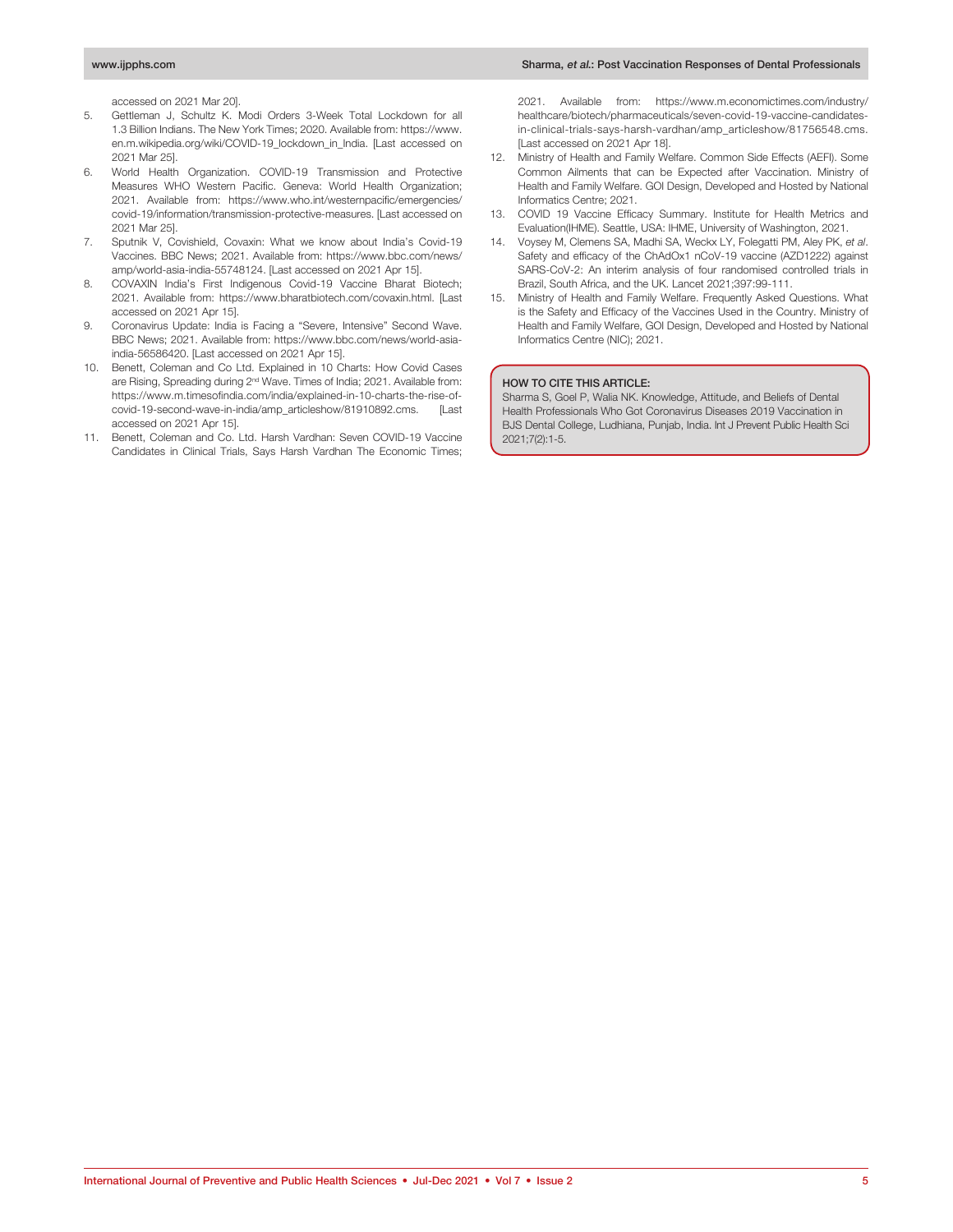accessed on 2021 Mar 20].

5. Gettleman J, Schultz K. Modi Orders 3-Week Total Lockdown for all 1.3 Billion Indians. The New York Times; 2020. Available from: https://www.en.m.wikipedia.org/wiki/COVID-19_lockdown_in_India. [Last accessed on 2021 Mar 25].
6. World Health Organization. COVID-19 Transmission and Protective Measures WHO Western Pacific. Geneva: World Health Organization; 2021. Available from: https://www.who.int/westernpacific/emergencies/covid-19/information/transmission-protective-measures. [Last accessed on 2021 Mar 25].
7. Sputnik V, Covishield, Covaxin: What we know about India's Covid-19 Vaccines. BBC News; 2021. Available from: https://www.bbc.com/news/amp/world-asia-india-55748124. [Last accessed on 2021 Apr 15].
8. COVAXIN India's First Indigenous Covid-19 Vaccine Bharat Biotech; 2021. Available from: https://www.bharatbiotech.com/covaxin.html. [Last accessed on 2021 Apr 15].
9. Coronavirus Update: India is Facing a "Severe, Intensive" Second Wave. BBC News; 2021. Available from: https://www.bbc.com/news/world-asia-india-56586420. [Last accessed on 2021 Apr 15].
10. Benett, Coleman and Co Ltd. Explained in 10 Charts: How Covid Cases are Rising, Spreading during 2nd Wave. Times of India; 2021. Available from: https://www.m.timesofindia.com/india/explained-in-10-charts-the-rise-of-covid-19-second-wave-in-india/amp_articleshow/81910892.cms. [Last accessed on 2021 Apr 15].
11. Benett, Coleman and Co. Ltd. Harsh Vardhan: Seven COVID-19 Vaccine Candidates in Clinical Trials, Says Harsh Vardhan The Economic Times; 2021. Available from: https://www.m.economictimes.com/industry/healthcare/biotech/pharmaceuticals/seven-covid-19-vaccine-candidates-in-clinical-trials-says-harsh-vardhan/amp_articleshow/81756548.cms. [Last accessed on 2021 Apr 18].
12. Ministry of Health and Family Welfare. Common Side Effects (AEFI). Some Common Ailments that can be Expected after Vaccination. Ministry of Health and Family Welfare. GOI Design, Developed and Hosted by National Informatics Centre; 2021.
13. COVID 19 Vaccine Efficacy Summary. Institute for Health Metrics and Evaluation(IHME). Seattle, USA: IHME, University of Washington, 2021.
14. Voysey M, Clemens SA, Madhi SA, Weckx LY, Folegatti PM, Aley PK, *et al*. Safety and efficacy of the ChAdOx1 nCoV-19 vaccine (AZD1222) against SARS-CoV-2: An interim analysis of four randomised controlled trials in Brazil, South Africa, and the UK. Lancet 2021;397:99-111.
15. Ministry of Health and Family Welfare. Frequently Asked Questions. What is the Safety and Efficacy of the Vaccines Used in the Country. Ministry of Health and Family Welfare, GOI Design, Developed and Hosted by National Informatics Centre (NIC); 2021.

**HOW TO CITE THIS ARTICLE:**
Sharma S, Goel P, Walia NK. Knowledge, Attitude, and Beliefs of Dental Health Professionals Who Got Coronavirus Diseases 2019 Vaccination in BJS Dental College, Ludhiana, Punjab, India. Int J Prevent Public Health Sci 2021;7(2):1-5.